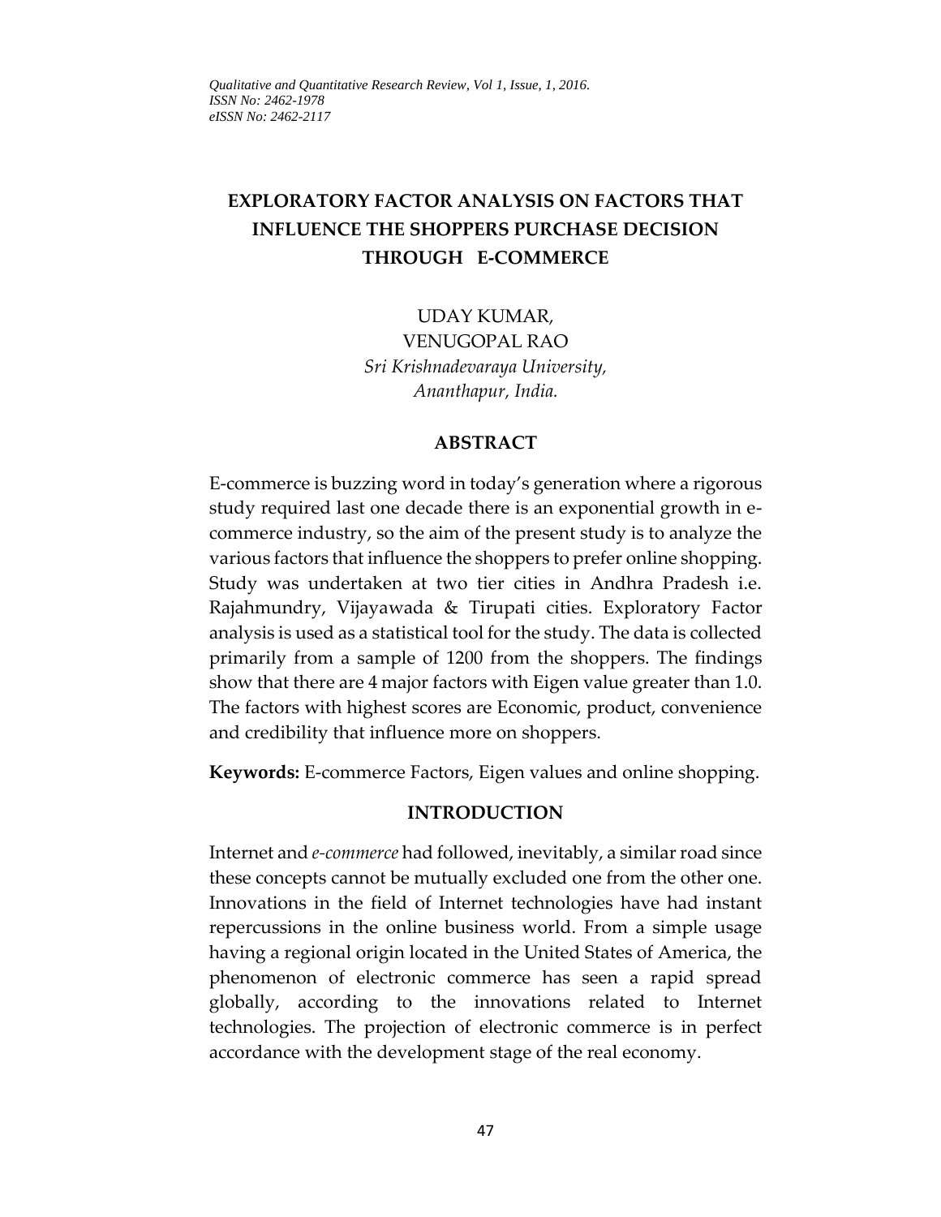# EXPLORATORY FACTOR ANALYSIS ON FACTORS THAT INFLUENCE THE SHOPPERS PURCHASE DECISION THROUGH E-COMMERCE

UDAY KUMAR,
VENUGOPAL RAO
*Sri Krishnadevaraya University,*
*Ananthapur, India.*

## ABSTRACT

E-commerce is buzzing word in today's generation where a rigorous study required last one decade there is an exponential growth in e-commerce industry, so the aim of the present study is to analyze the various factors that influence the shoppers to prefer online shopping. Study was undertaken at two tier cities in Andhra Pradesh i.e. Rajahmundry, Vijayawada & Tirupati cities. Exploratory Factor analysis is used as a statistical tool for the study. The data is collected primarily from a sample of 1200 from the shoppers. The findings show that there are 4 major factors with Eigen value greater than 1.0. The factors with highest scores are Economic, product, convenience and credibility that influence more on shoppers.

**Keywords:** E-commerce Factors, Eigen values and online shopping.

## INTRODUCTION

Internet and *e-commerce* had followed, inevitably, a similar road since these concepts cannot be mutually excluded one from the other one. Innovations in the field of Internet technologies have had instant repercussions in the online business world. From a simple usage having a regional origin located in the United States of America, the phenomenon of electronic commerce has seen a rapid spread globally, according to the innovations related to Internet technologies. The projection of electronic commerce is in perfect accordance with the development stage of the real economy.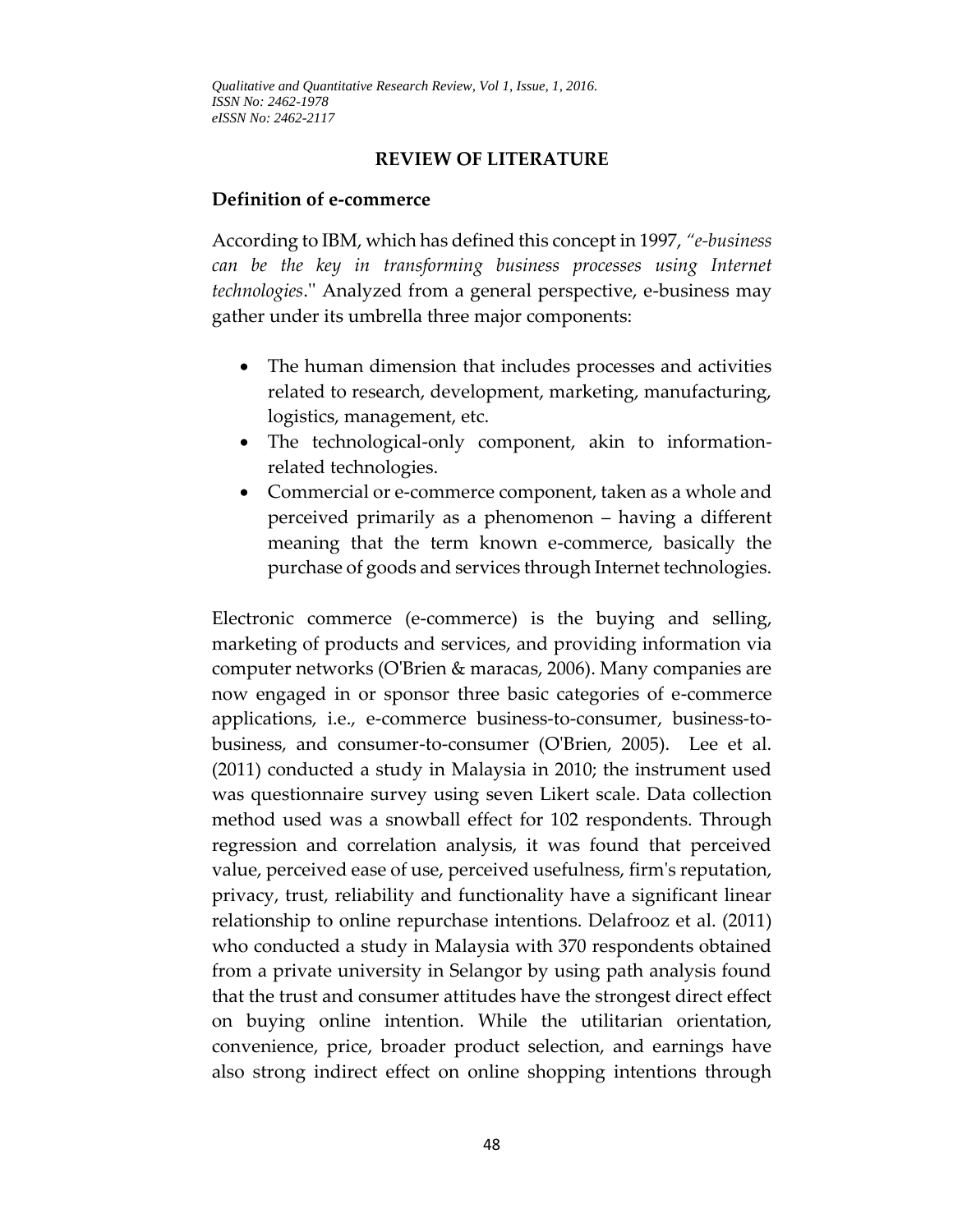## REVIEW OF LITERATURE

### Definition of e-commerce

According to IBM, which has defined this concept in 1997, *"e-business can be the key in transforming business processes using Internet technologies*." Analyzed from a general perspective, e-business may gather under its umbrella three major components:

- The human dimension that includes processes and activities related to research, development, marketing, manufacturing, logistics, management, etc.
- The technological-only component, akin to information-related technologies.
- Commercial or e-commerce component, taken as a whole and perceived primarily as a phenomenon – having a different meaning that the term known e-commerce, basically the purchase of goods and services through Internet technologies.

Electronic commerce (e-commerce) is the buying and selling, marketing of products and services, and providing information via computer networks (O'Brien & maracas, 2006). Many companies are now engaged in or sponsor three basic categories of e-commerce applications, i.e., e-commerce business-to-consumer, business-to-business, and consumer-to-consumer (O'Brien, 2005). Lee et al. (2011) conducted a study in Malaysia in 2010; the instrument used was questionnaire survey using seven Likert scale. Data collection method used was a snowball effect for 102 respondents. Through regression and correlation analysis, it was found that perceived value, perceived ease of use, perceived usefulness, firm's reputation, privacy, trust, reliability and functionality have a significant linear relationship to online repurchase intentions. Delafrooz et al. (2011) who conducted a study in Malaysia with 370 respondents obtained from a private university in Selangor by using path analysis found that the trust and consumer attitudes have the strongest direct effect on buying online intention. While the utilitarian orientation, convenience, price, broader product selection, and earnings have also strong indirect effect on online shopping intentions through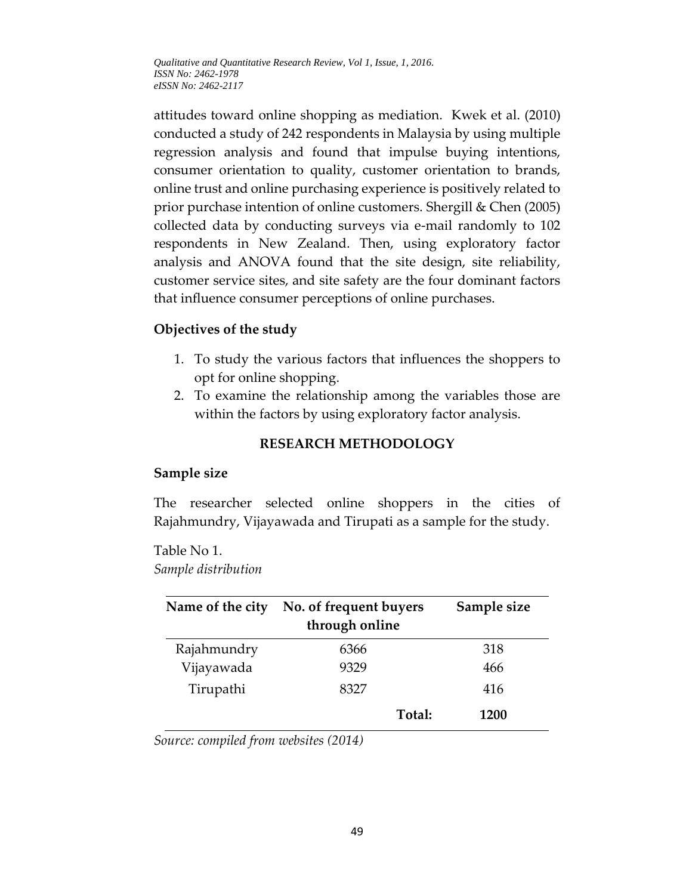attitudes toward online shopping as mediation. Kwek et al. (2010) conducted a study of 242 respondents in Malaysia by using multiple regression analysis and found that impulse buying intentions, consumer orientation to quality, customer orientation to brands, online trust and online purchasing experience is positively related to prior purchase intention of online customers. Shergill & Chen (2005) collected data by conducting surveys via e-mail randomly to 102 respondents in New Zealand. Then, using exploratory factor analysis and ANOVA found that the site design, site reliability, customer service sites, and site safety are the four dominant factors that influence consumer perceptions of online purchases.

### Objectives of the study

1. To study the various factors that influences the shoppers to opt for online shopping.
2. To examine the relationship among the variables those are within the factors by using exploratory factor analysis.

## RESEARCH METHODOLOGY

### Sample size

The researcher selected online shoppers in the cities of Rajahmundry, Vijayawada and Tirupati as a sample for the study.

Table No 1.
*Sample distribution*

| Name of the city | No. of frequent buyers through online | Sample size |
|---|---|---|
| Rajahmundry | 6366 | 318 |
| Vijayawada | 9329 | 466 |
| Tirupathi | 8327 | 416 |
| | **Total:** | **1200** |

*Source: compiled from websites (2014)*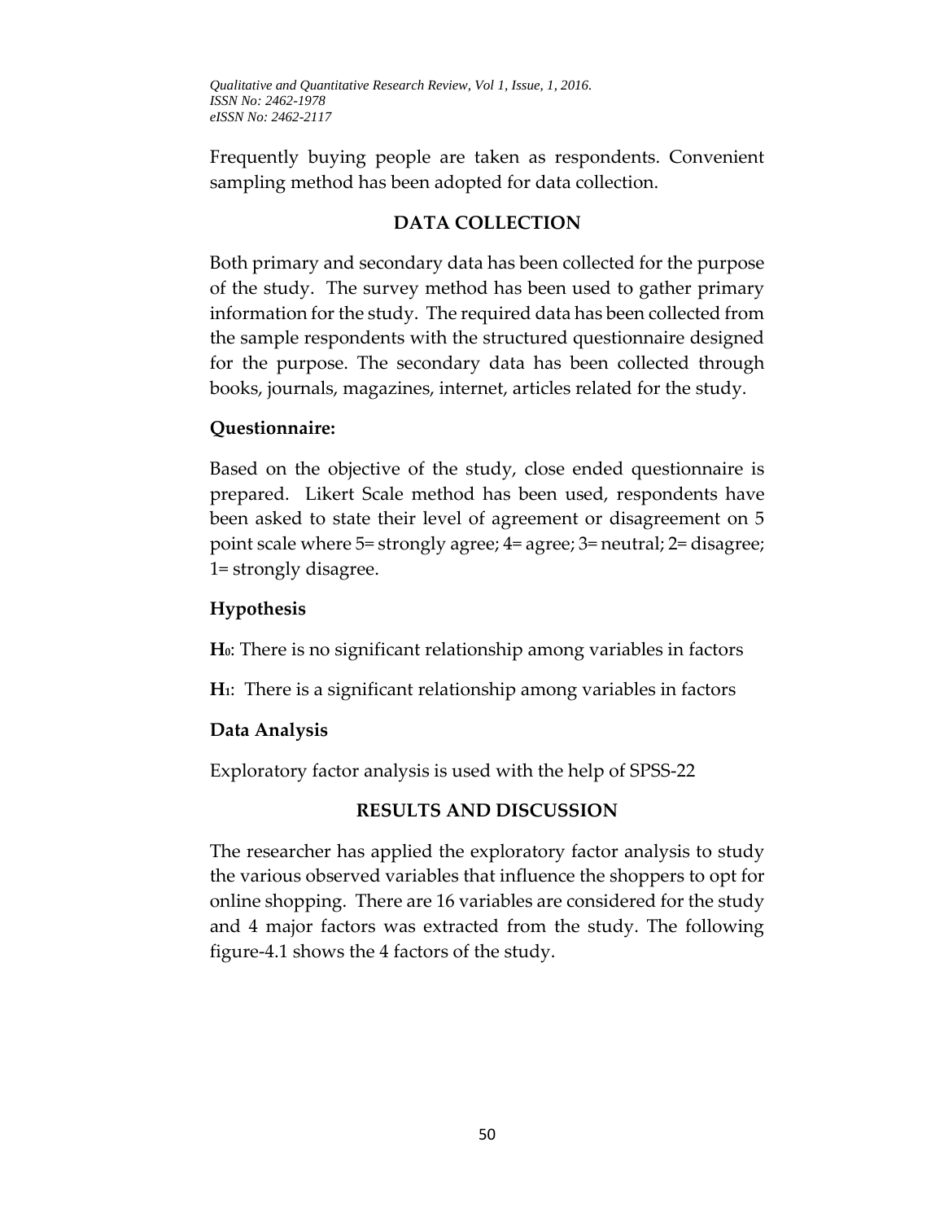Frequently buying people are taken as respondents. Convenient sampling method has been adopted for data collection.

## DATA COLLECTION

Both primary and secondary data has been collected for the purpose of the study. The survey method has been used to gather primary information for the study. The required data has been collected from the sample respondents with the structured questionnaire designed for the purpose. The secondary data has been collected through books, journals, magazines, internet, articles related for the study.

### Questionnaire:

Based on the objective of the study, close ended questionnaire is prepared. Likert Scale method has been used, respondents have been asked to state their level of agreement or disagreement on 5 point scale where 5= strongly agree; 4= agree; 3= neutral; 2= disagree; 1= strongly disagree.

### Hypothesis

**$H_0$**: There is no significant relationship among variables in factors

**$H_1$**: There is a significant relationship among variables in factors

### Data Analysis

Exploratory factor analysis is used with the help of SPSS-22

## RESULTS AND DISCUSSION

The researcher has applied the exploratory factor analysis to study the various observed variables that influence the shoppers to opt for online shopping. There are 16 variables are considered for the study and 4 major factors was extracted from the study. The following figure-4.1 shows the 4 factors of the study.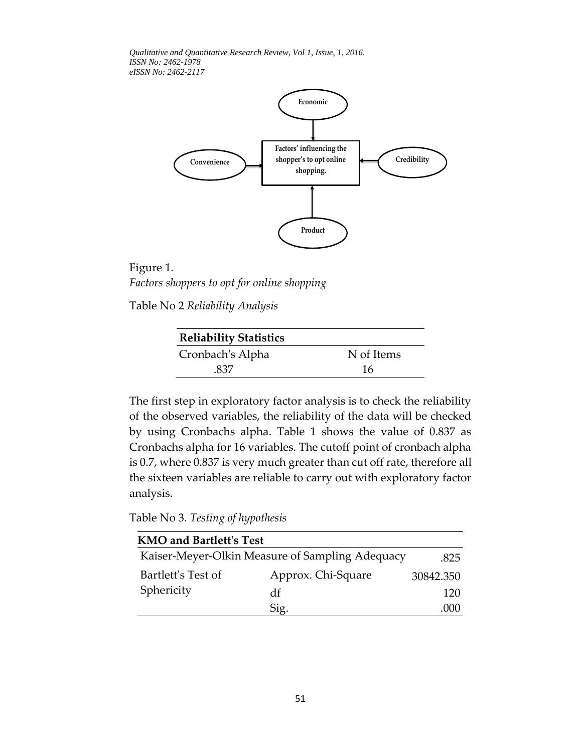Economic

Convenience

Factors' influencing the shopper's to opt online shopping.

Credibility

Product

Figure 1.
*Factors shoppers to opt for online shopping*

Table No 2 *Reliability Analysis*

| **Reliability Statistics** | |
|---|---|
| Cronbach's Alpha | N of Items |
| .837 | 16 |

The first step in exploratory factor analysis is to check the reliability of the observed variables, the reliability of the data will be checked by using Cronbachs alpha. Table 1 shows the value of 0.837 as Cronbachs alpha for 16 variables. The cutoff point of cronbach alpha is 0.7, where 0.837 is very much greater than cut off rate, therefore all the sixteen variables are reliable to carry out with exploratory factor analysis.

Table No 3. *Testing of hypothesis*

| **KMO and Bartlett's Test** | | |
|---|---|---|
| Kaiser-Meyer-Olkin Measure of Sampling Adequacy | | .825 |
| Bartlett's Test of Sphericity | Approx. Chi-Square | 30842.350 |
| | df | 120 |
| | Sig. | .000 |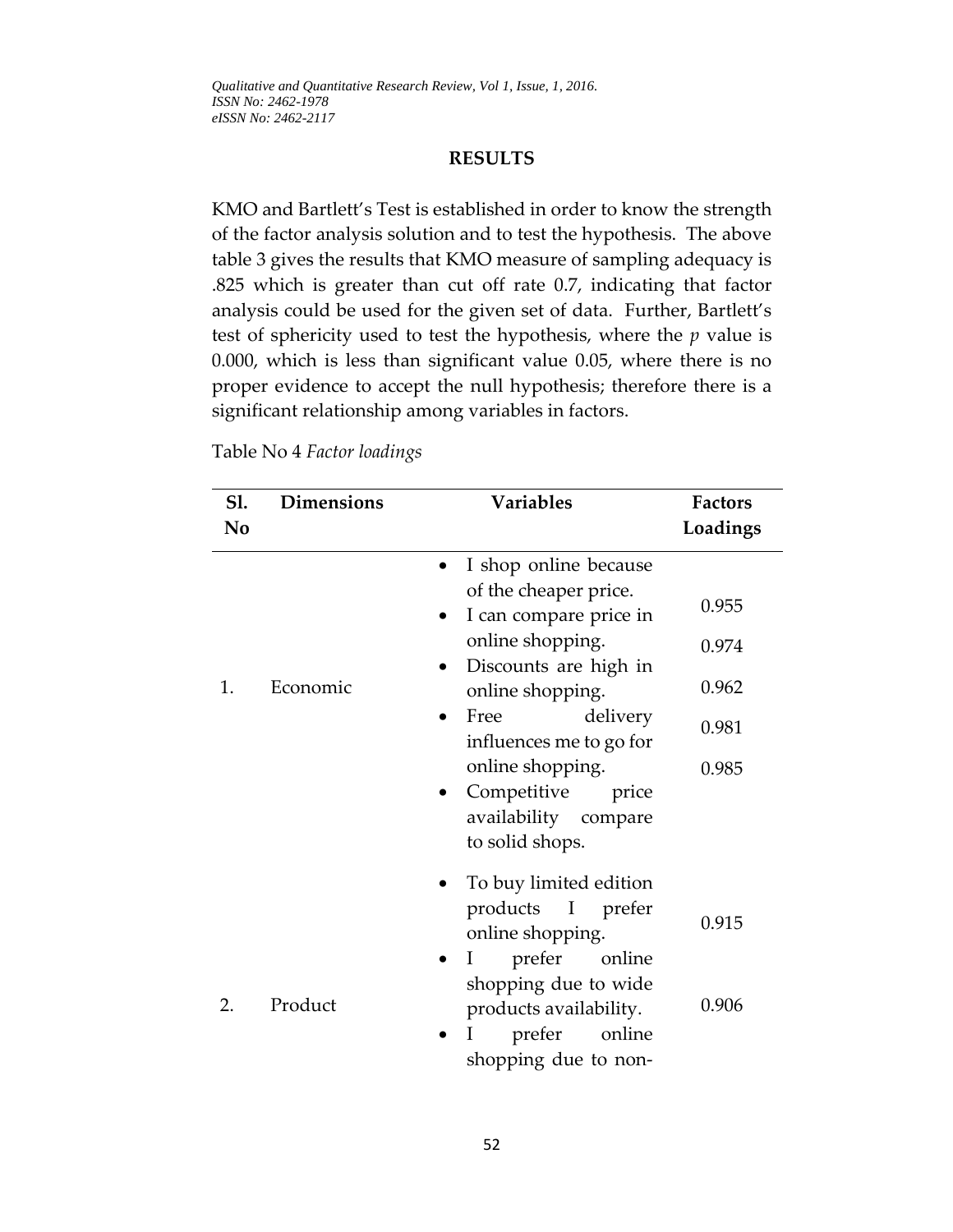## RESULTS

KMO and Bartlett's Test is established in order to know the strength of the factor analysis solution and to test the hypothesis. The above table 3 gives the results that KMO measure of sampling adequacy is .825 which is greater than cut off rate 0.7, indicating that factor analysis could be used for the given set of data. Further, Bartlett's test of sphericity used to test the hypothesis, where the *p* value is 0.000, which is less than significant value 0.05, where there is no proper evidence to accept the null hypothesis; therefore there is a significant relationship among variables in factors.

Table No 4 *Factor loadings*

| Sl. No | Dimensions | Variables | Factors Loadings |
|---|---|---|---|
| 1. | Economic | • I shop online because of the cheaper price. | 0.955 |
| | | • I can compare price in online shopping. | 0.974 |
| | | • Discounts are high in online shopping. | 0.962 |
| | | • Free delivery influences me to go for online shopping. | 0.981 |
| | | • Competitive price availability compare to solid shops. | 0.985 |
| 2. | Product | • To buy limited edition products I prefer online shopping. | 0.915 |
| | | • I prefer online shopping due to wide products availability. | 0.906 |
| | | • I prefer online shopping due to non- | |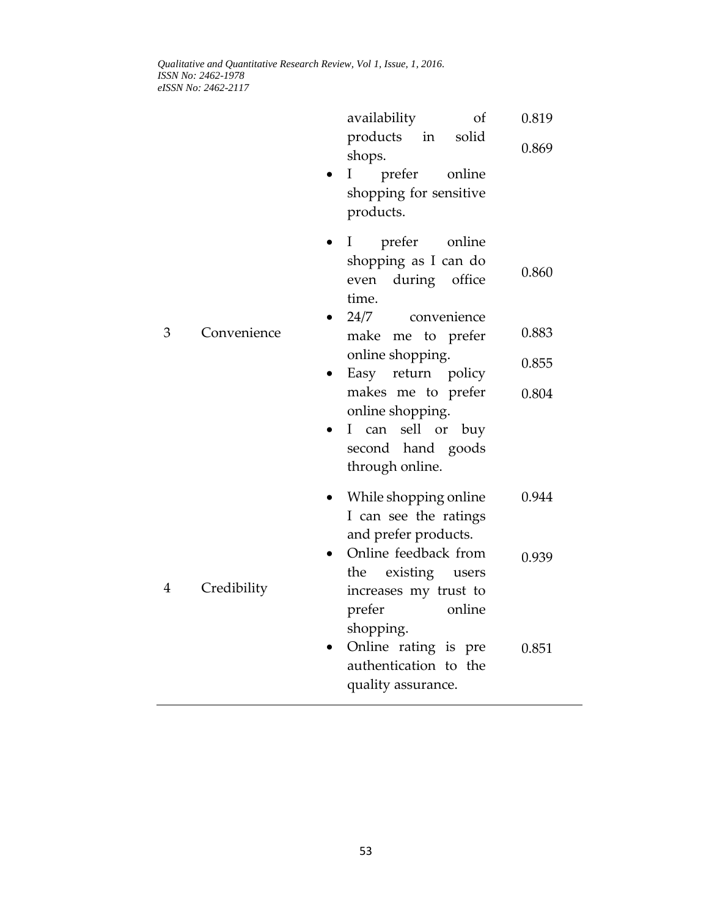| | | | |
|---|---|---|---|
| | | availability of products in solid shops. | 0.819 |
| | | • I prefer online shopping for sensitive products. | 0.869 |
| 3 | Convenience | • I prefer online shopping as I can do even during office time. | 0.860 |
| | | • 24/7 convenience make me to prefer online shopping. | 0.883 |
| | | • Easy return policy makes me to prefer online shopping. | 0.855 |
| | | • I can sell or buy second hand goods through online. | 0.804 |
| 4 | Credibility | • While shopping online I can see the ratings and prefer products. | 0.944 |
| | | • Online feedback from the existing users increases my trust to prefer online shopping. | 0.939 |
| | | • Online rating is pre authentication to the quality assurance. | 0.851 |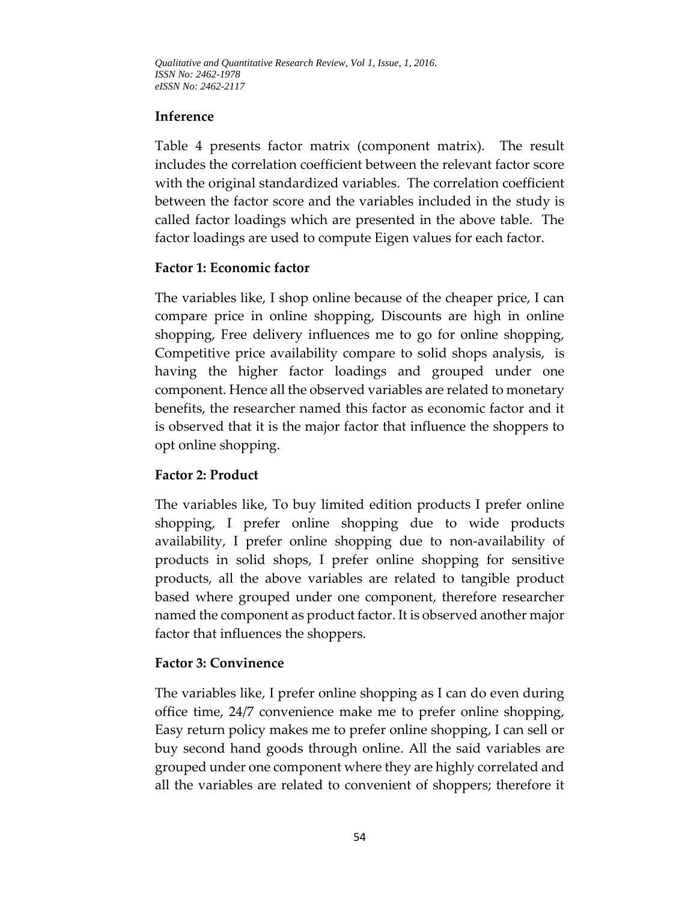### Inference

Table 4 presents factor matrix (component matrix). The result includes the correlation coefficient between the relevant factor score with the original standardized variables. The correlation coefficient between the factor score and the variables included in the study is called factor loadings which are presented in the above table. The factor loadings are used to compute Eigen values for each factor.

### Factor 1: Economic factor

The variables like, I shop online because of the cheaper price, I can compare price in online shopping, Discounts are high in online shopping, Free delivery influences me to go for online shopping, Competitive price availability compare to solid shops analysis, is having the higher factor loadings and grouped under one component. Hence all the observed variables are related to monetary benefits, the researcher named this factor as economic factor and it is observed that it is the major factor that influence the shoppers to opt online shopping.

### Factor 2: Product

The variables like, To buy limited edition products I prefer online shopping, I prefer online shopping due to wide products availability, I prefer online shopping due to non-availability of products in solid shops, I prefer online shopping for sensitive products, all the above variables are related to tangible product based where grouped under one component, therefore researcher named the component as product factor. It is observed another major factor that influences the shoppers.

### Factor 3: Convinence

The variables like, I prefer online shopping as I can do even during office time, 24/7 convenience make me to prefer online shopping, Easy return policy makes me to prefer online shopping, I can sell or buy second hand goods through online. All the said variables are grouped under one component where they are highly correlated and all the variables are related to convenient of shoppers; therefore it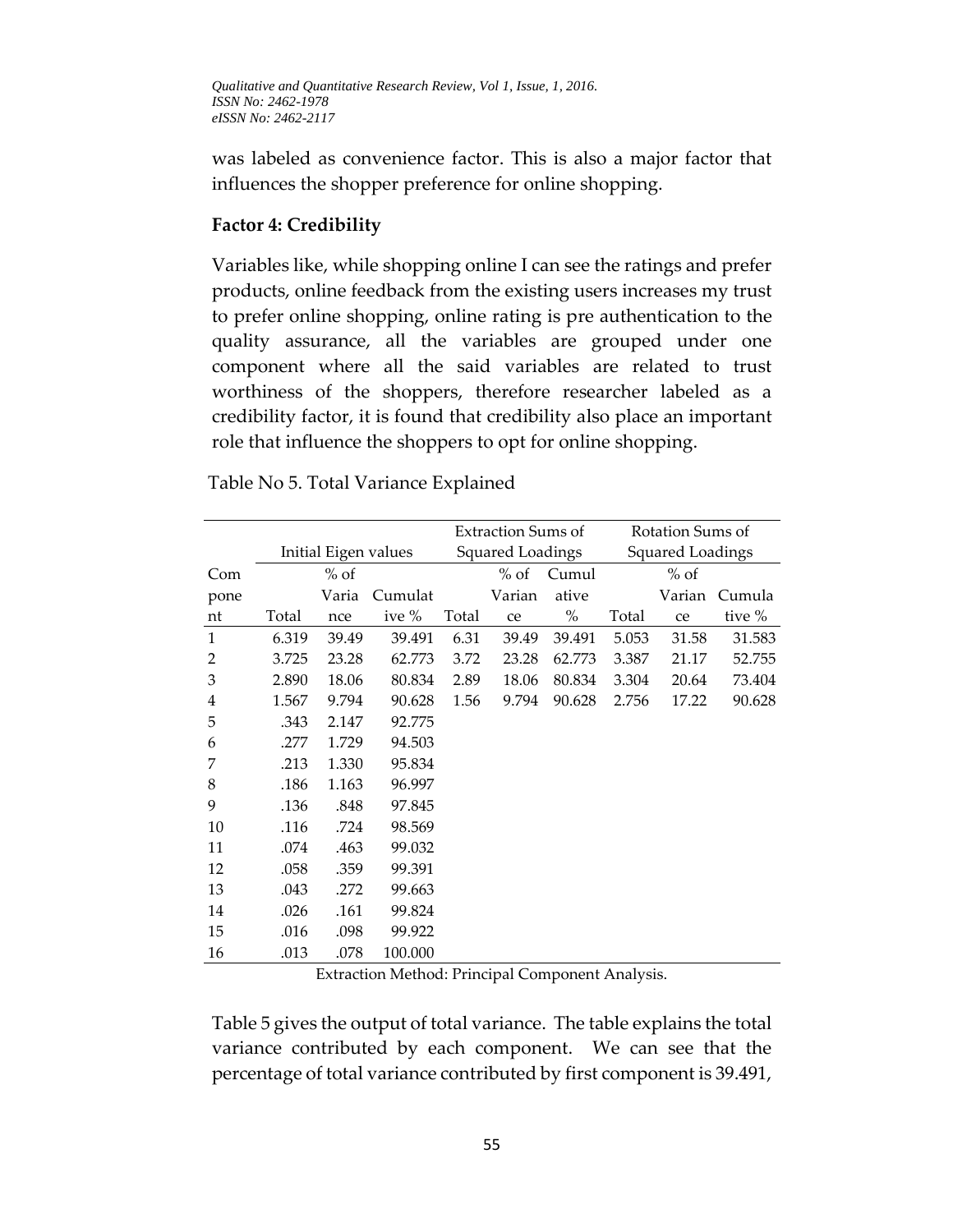was labeled as convenience factor. This is also a major factor that influences the shopper preference for online shopping.

**Factor 4: Credibility**

Variables like, while shopping online I can see the ratings and prefer products, online feedback from the existing users increases my trust to prefer online shopping, online rating is pre authentication to the quality assurance, all the variables are grouped under one component where all the said variables are related to trust worthiness of the shoppers, therefore researcher labeled as a credibility factor, it is found that credibility also place an important role that influence the shoppers to opt for online shopping.

Table No 5. Total Variance Explained

| | Initial Eigen values | | | Extraction Sums of Squared Loadings | | | Rotation Sums of Squared Loadings | | |
|---|---|---|---|---|---|---|---|---|---|
| Component | Total | % of Variance | Cumulative % | Total | % of Variance | Cumulative % | Total | % of Variance | Cumulative % |
| 1 | 6.319 | 39.49 | 39.491 | 6.31 | 39.49 | 39.491 | 5.053 | 31.58 | 31.583 |
| 2 | 3.725 | 23.28 | 62.773 | 3.72 | 23.28 | 62.773 | 3.387 | 21.17 | 52.755 |
| 3 | 2.890 | 18.06 | 80.834 | 2.89 | 18.06 | 80.834 | 3.304 | 20.64 | 73.404 |
| 4 | 1.567 | 9.794 | 90.628 | 1.56 | 9.794 | 90.628 | 2.756 | 17.22 | 90.628 |
| 5 | .343 | 2.147 | 92.775 | | | | | | |
| 6 | .277 | 1.729 | 94.503 | | | | | | |
| 7 | .213 | 1.330 | 95.834 | | | | | | |
| 8 | .186 | 1.163 | 96.997 | | | | | | |
| 9 | .136 | .848 | 97.845 | | | | | | |
| 10 | .116 | .724 | 98.569 | | | | | | |
| 11 | .074 | .463 | 99.032 | | | | | | |
| 12 | .058 | .359 | 99.391 | | | | | | |
| 13 | .043 | .272 | 99.663 | | | | | | |
| 14 | .026 | .161 | 99.824 | | | | | | |
| 15 | .016 | .098 | 99.922 | | | | | | |
| 16 | .013 | .078 | 100.000 | | | | | | |

Extraction Method: Principal Component Analysis.

Table 5 gives the output of total variance. The table explains the total variance contributed by each component. We can see that the percentage of total variance contributed by first component is 39.491,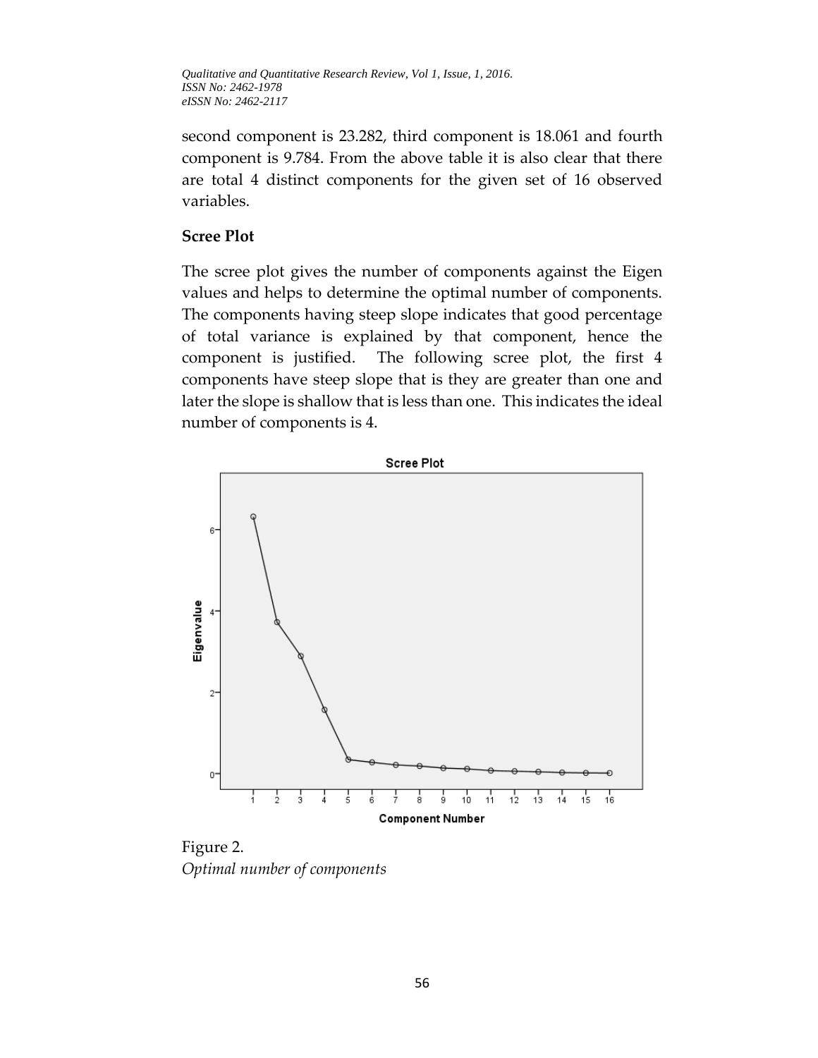second component is 23.282, third component is 18.061 and fourth component is 9.784. From the above table it is also clear that there are total 4 distinct components for the given set of 16 observed variables.

**Scree Plot**

The scree plot gives the number of components against the Eigen values and helps to determine the optimal number of components. The components having steep slope indicates that good percentage of total variance is explained by that component, hence the component is justified. The following scree plot, the first 4 components have steep slope that is they are greater than one and later the slope is shallow that is less than one. This indicates the ideal number of components is 4.

Scree Plot

Eigenvalue

6
4
2
0

1 2 3 4 5 6 7 8 9 10 11 12 13 14 15 16

Component Number

Figure 2.
*Optimal number of components*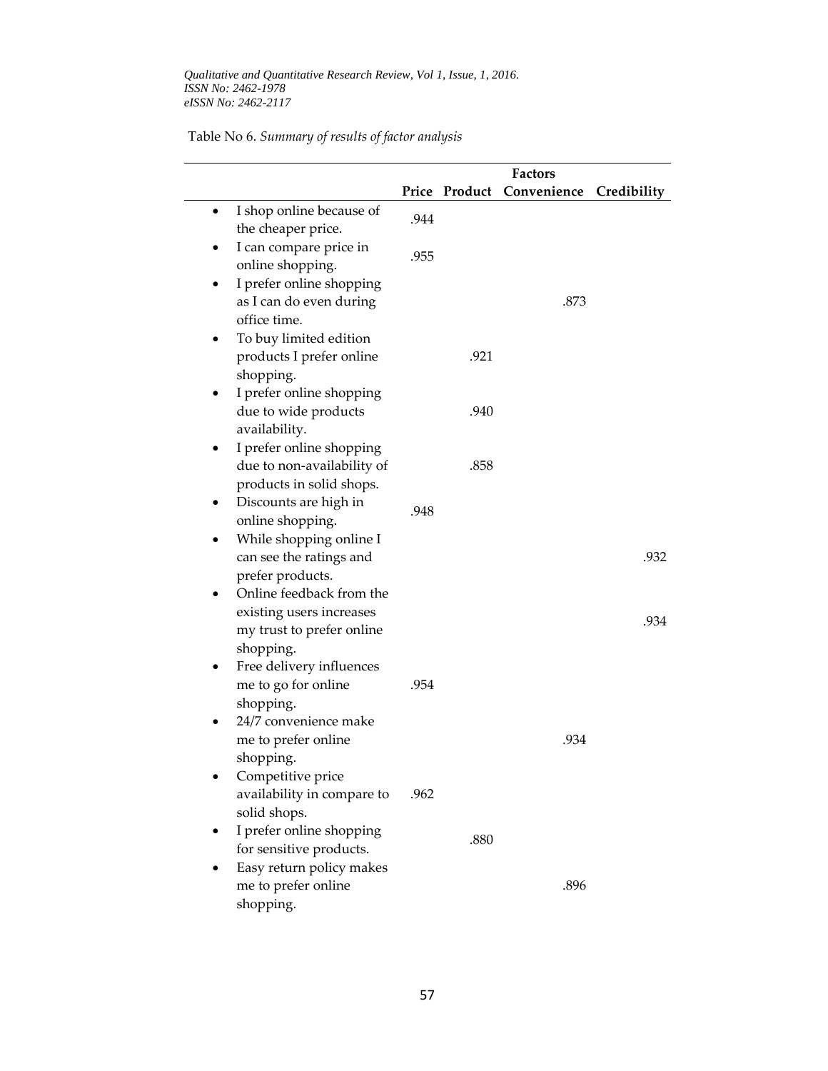Table No 6. *Summary of results of factor analysis*

| | Factors | | | |
|---|---|---|---|---|
| | Price | Product | Convenience | Credibility |
| • I shop online because of the cheaper price. | .944 | | | |
| • I can compare price in online shopping. | .955 | | | |
| • I prefer online shopping as I can do even during office time. | | | .873 | |
| • To buy limited edition products I prefer online shopping. | | .921 | | |
| • I prefer online shopping due to wide products availability. | | .940 | | |
| • I prefer online shopping due to non-availability of products in solid shops. | | .858 | | |
| • Discounts are high in online shopping. | .948 | | | |
| • While shopping online I can see the ratings and prefer products. | | | | .932 |
| • Online feedback from the existing users increases my trust to prefer online shopping. | | | | .934 |
| • Free delivery influences me to go for online shopping. | .954 | | | |
| • 24/7 convenience make me to prefer online shopping. | | | .934 | |
| • Competitive price availability in compare to solid shops. | .962 | | | |
| • I prefer online shopping for sensitive products. | | .880 | | |
| • Easy return policy makes me to prefer online shopping. | | | .896 | |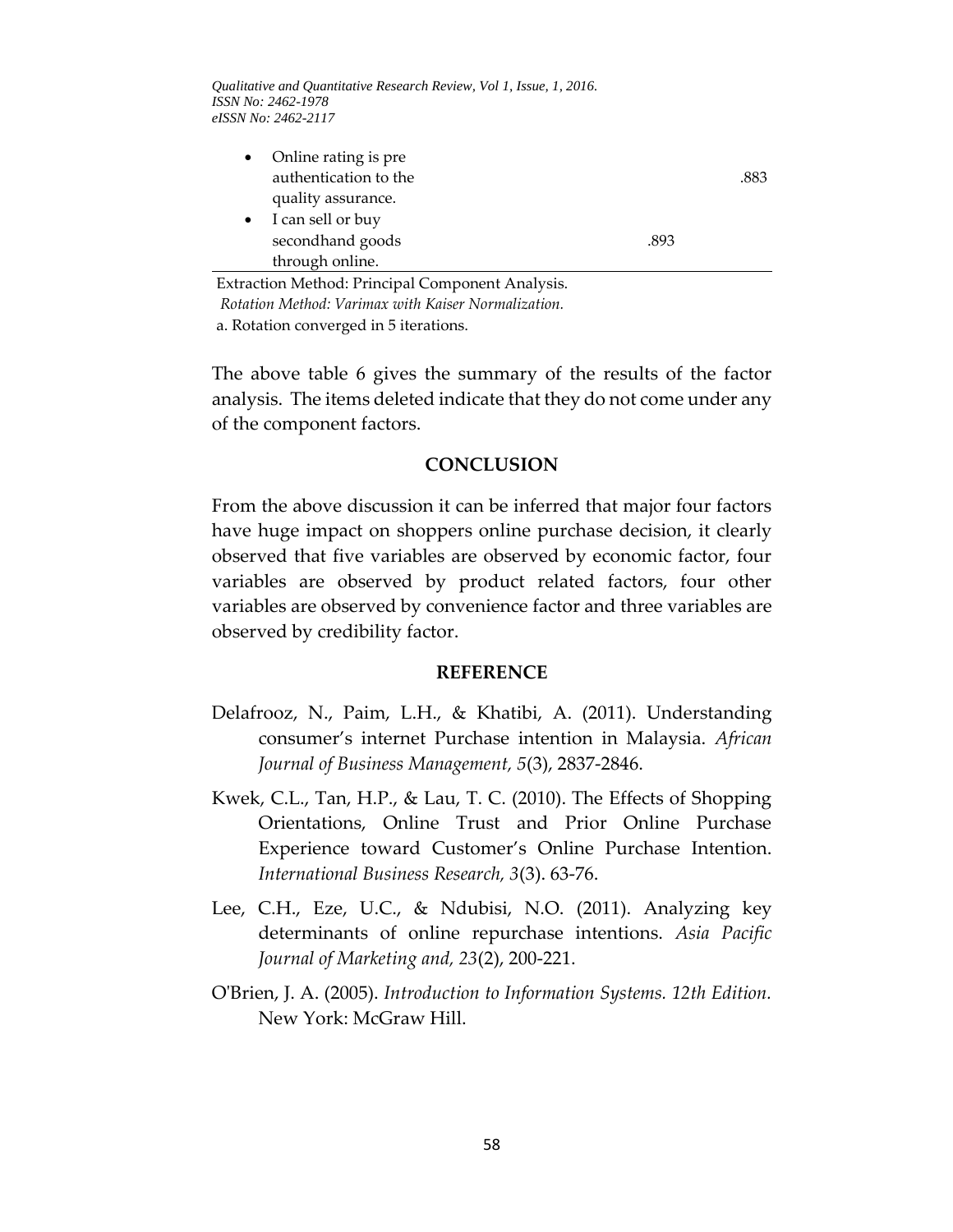| | | |
|---|---|---|
| • Online rating is pre authentication to the quality assurance. | | .883 |
| • I can sell or buy secondhand goods through online. | .893 | |

Extraction Method: Principal Component Analysis.
*Rotation Method: Varimax with Kaiser Normalization.*
a. Rotation converged in 5 iterations.

The above table 6 gives the summary of the results of the factor analysis. The items deleted indicate that they do not come under any of the component factors.

## CONCLUSION

From the above discussion it can be inferred that major four factors have huge impact on shoppers online purchase decision, it clearly observed that five variables are observed by economic factor, four variables are observed by product related factors, four other variables are observed by convenience factor and three variables are observed by credibility factor.

## REFERENCE

Delafrooz, N., Paim, L.H., & Khatibi, A. (2011). Understanding consumer's internet Purchase intention in Malaysia. *African Journal of Business Management, 5*(3), 2837-2846.

Kwek, C.L., Tan, H.P., & Lau, T. C. (2010). The Effects of Shopping Orientations, Online Trust and Prior Online Purchase Experience toward Customer's Online Purchase Intention. *International Business Research, 3*(3). 63-76.

Lee, C.H., Eze, U.C., & Ndubisi, N.O. (2011). Analyzing key determinants of online repurchase intentions. *Asia Pacific Journal of Marketing and, 23*(2), 200-221.

O'Brien, J. A. (2005). *Introduction to Information Systems. 12th Edition.* New York: McGraw Hill.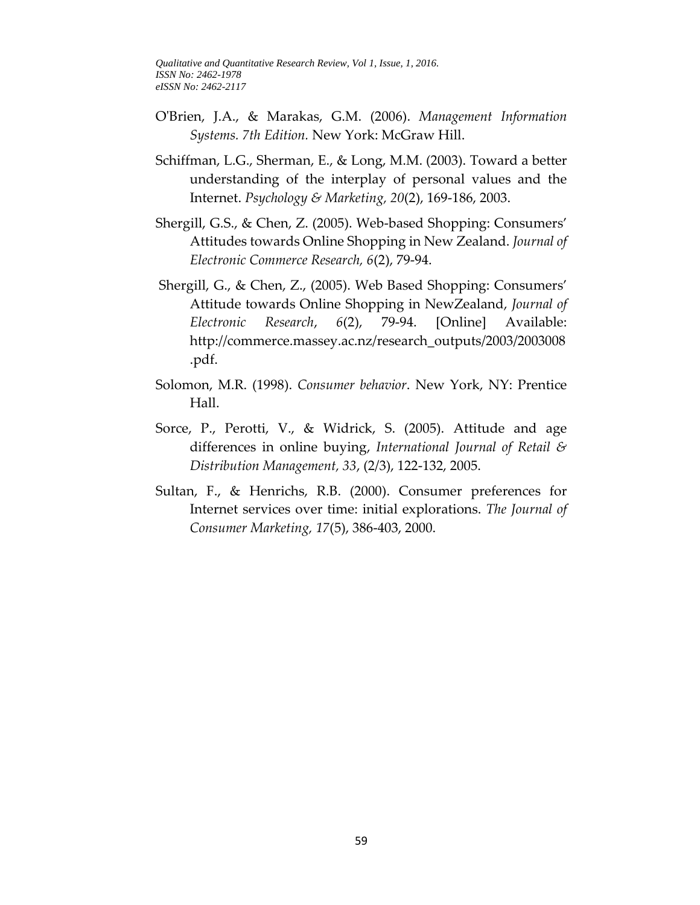O'Brien, J.A., & Marakas, G.M. (2006). *Management Information Systems. 7th Edition.* New York: McGraw Hill.

Schiffman, L.G., Sherman, E., & Long, M.M. (2003). Toward a better understanding of the interplay of personal values and the Internet. *Psychology & Marketing, 20*(2), 169-186, 2003.

Shergill, G.S., & Chen, Z. (2005). Web-based Shopping: Consumers' Attitudes towards Online Shopping in New Zealand. *Journal of Electronic Commerce Research, 6*(2), 79-94.

Shergill, G., & Chen, Z., (2005). Web Based Shopping: Consumers' Attitude towards Online Shopping in NewZealand, *Journal of Electronic Research*, *6*(2), 79-94. [Online] Available: http://commerce.massey.ac.nz/research_outputs/2003/2003008.pdf.

Solomon, M.R. (1998). *Consumer behavior*. New York, NY: Prentice Hall.

Sorce, P., Perotti, V., & Widrick, S. (2005). Attitude and age differences in online buying, *International Journal of Retail & Distribution Management*, *33*, (2/3), 122-132, 2005.

Sultan, F., & Henrichs, R.B. (2000). Consumer preferences for Internet services over time: initial explorations. *The Journal of Consumer Marketing, 17*(5), 386-403, 2000.